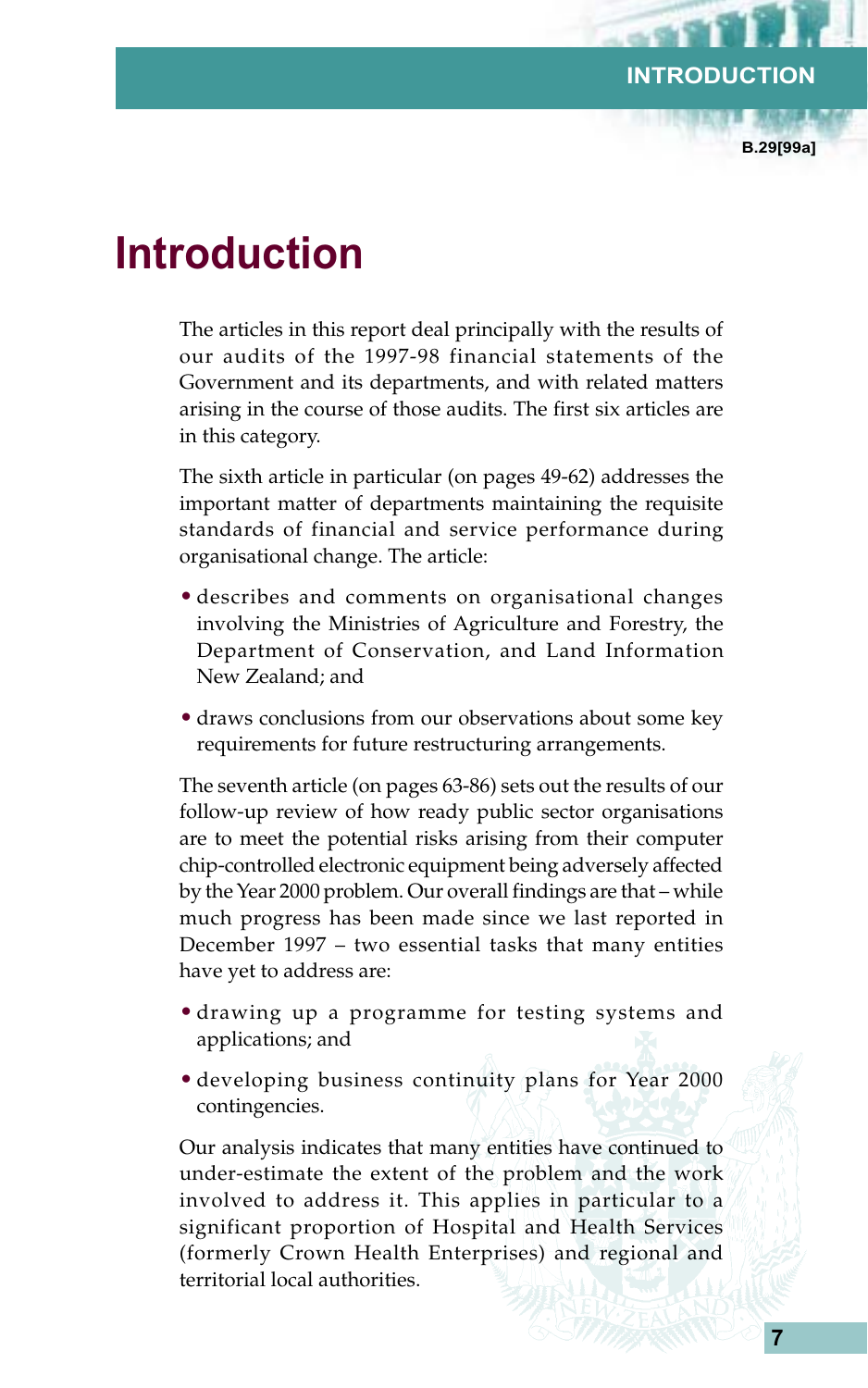# Introduction

The articles in this report deal principally with the results of our audits of the 1997-98 financial statements of the Government and its departments, and with related matters arising in the course of those audits. The first six articles are in this category.

The sixth article in particular (on pages 49-62) addresses the important matter of departments maintaining the requisite standards of financial and service performance during organisational change. The article:

- describes and comments on organisational changes involving the Ministries of Agriculture and Forestry, the Department of Conservation, and Land Information New Zealand; and
- draws conclusions from our observations about some key requirements for future restructuring arrangements.

The seventh article (on pages 63-86) sets out the results of our follow-up review of how ready public sector organisations are to meet the potential risks arising from their computer chip-controlled electronic equipment being adversely affected by the Year 2000 problem. Our overall findings are that – while much progress has been made since we last reported in December 1997 – two essential tasks that many entities have yet to address are:

- drawing up a programme for testing systems and applications; and
- developing business continuity plans for Year 2000 contingencies.

Our analysis indicates that many entities have continued to under-estimate the extent of the problem and the work involved to address it. This applies in particular to a significant proportion of Hospital and Health Services (formerly Crown Health Enterprises) and regional and territorial local authorities.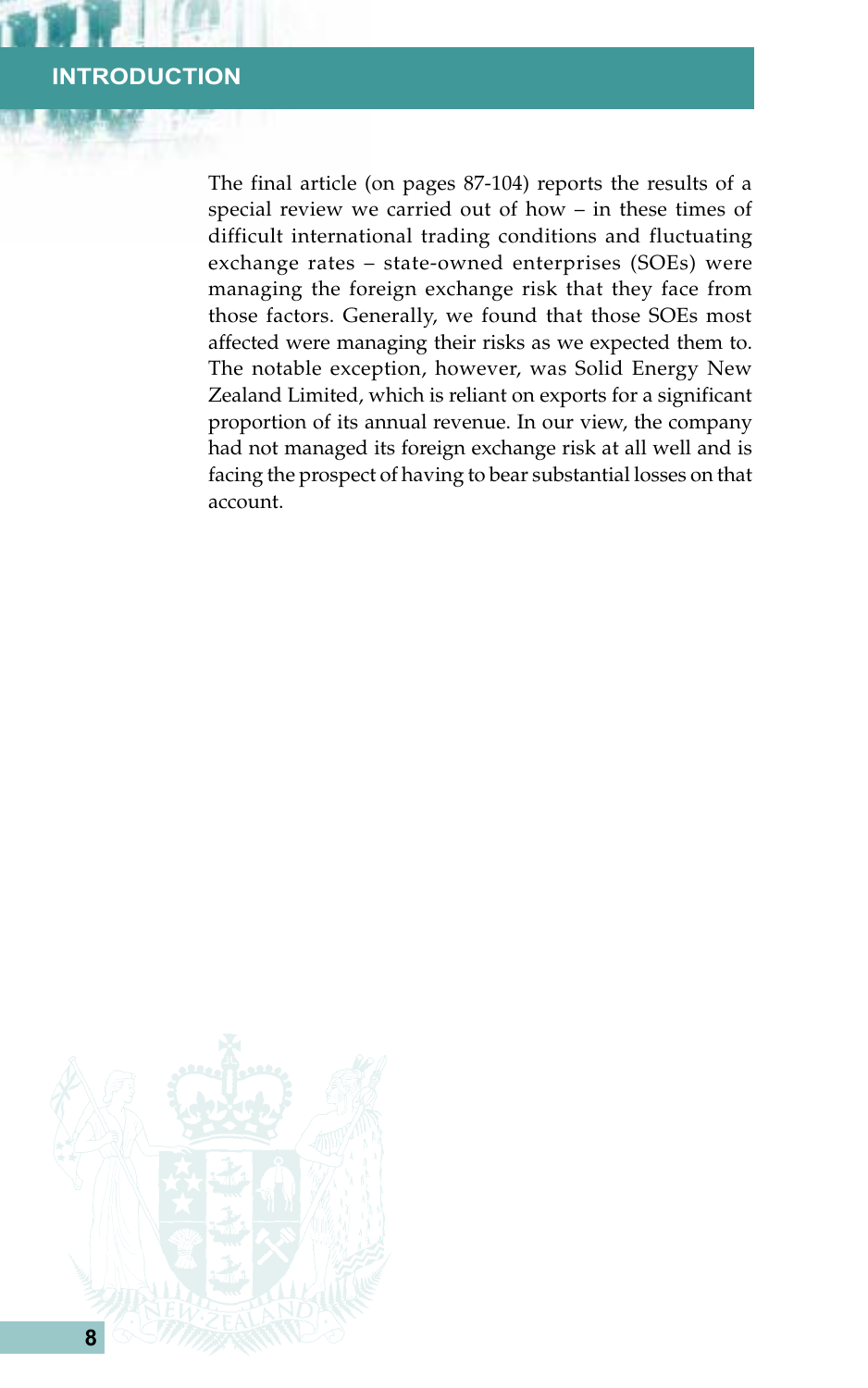The final article (on pages 87-104) reports the results of a special review we carried out of how – in these times of difficult international trading conditions and fluctuating exchange rates – state-owned enterprises (SOEs) were managing the foreign exchange risk that they face from those factors. Generally, we found that those SOEs most affected were managing their risks as we expected them to. The notable exception, however, was Solid Energy New Zealand Limited, which is reliant on exports for a significant proportion of its annual revenue. In our view, the company had not managed its foreign exchange risk at all well and is facing the prospect of having to bear substantial losses on that account.